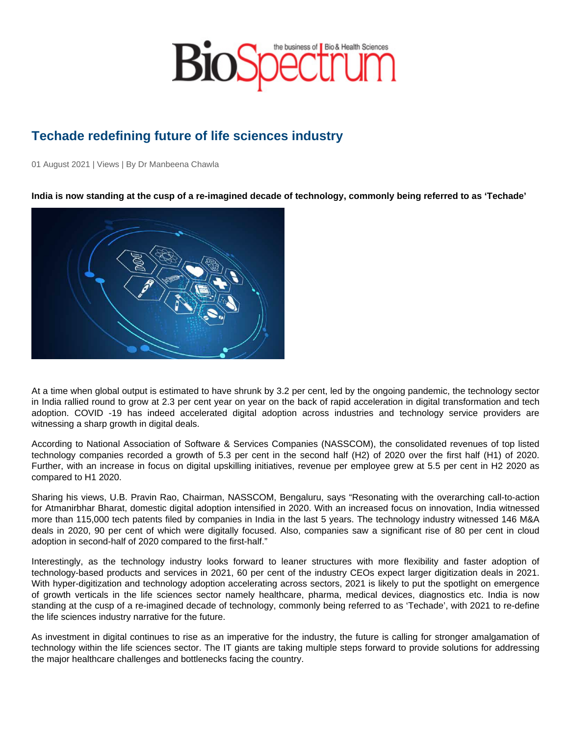# Techade redefining future of life sciences industry

01 August 2021 | Views | By Dr Manbeena Chawla

**India is now standing at the cusp of a re-imagined decade of technology, commonly being referred to as 'Techade'**

At a time when global output is estimated to have shrunk by 3.2 per cent, led by the ongoing pandemic, the technology sector in India rallied round to grow at 2.3 per cent year on year on the back of rapid acceleration in digital transformation and tech adoption. COVID -19 has indeed accelerated digital adoption across industries and technology service providers are witnessing a sharp growth in digital deals.

According to National Association of Software & Services Companies (NASSCOM), the consolidated revenues of top listed technology companies recorded a growth of 5.3 per cent in the second half (H2) of 2020 over the first half (H1) of 2020. Further, with an increase in focus on digital upskilling initiatives, revenue per employee grew at 5.5 per cent in H2 2020 as compared to H1 2020.

Sharing his views, U.B. Pravin Rao, Chairman, NASSCOM, Bengaluru, says "Resonating with the overarching call-to-action for Atmanirbhar Bharat, domestic digital adoption intensified in 2020. With an increased focus on innovation, India witnessed more than 115,000 tech patents filed by companies in India in the last 5 years. The technology industry witnessed 146 M&A deals in 2020, 90 per cent of which were digitally focused. Also, companies saw a significant rise of 80 per cent in cloud adoption in second-half of 2020 compared to the first-half."

Interestingly, as the technology industry looks forward to leaner structures with more flexibility and faster adoption of technology-based products and services in 2021, 60 per cent of the industry CEOs expect larger digitization deals in 2021. With hyper-digitization and technology adoption accelerating across sectors, 2021 is likely to put the spotlight on emergence of growth verticals in the life sciences sector namely healthcare, pharma, medical devices, diagnostics etc. India is now standing at the cusp of a re-imagined decade of technology, commonly being referred to as 'Techade', with 2021 to re-define the life sciences industry narrative for the future.

As investment in digital continues to rise as an imperative for the industry, the future is calling for stronger amalgamation of technology within the life sciences sector. The IT giants are taking multiple steps forward to provide solutions for addressing the major healthcare challenges and bottlenecks facing the country.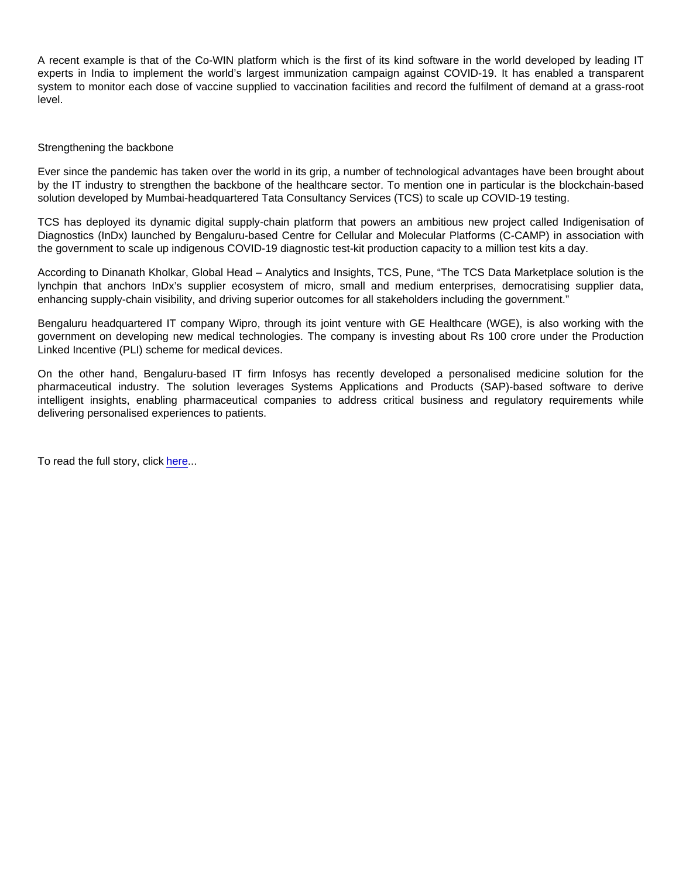A recent example is that of the Co-WIN platform which is the first of its kind software in the world developed by leading IT experts in India to implement the world's largest immunization campaign against COVID-19. It has enabled a transparent system to monitor each dose of vaccine supplied to vaccination facilities and record the fulfilment of demand at a grass-root level.

## Strengthening the backbone

Ever since the pandemic has taken over the world in its grip, a number of technological advantages have been brought about by the IT industry to strengthen the backbone of the healthcare sector. To mention one in particular is the blockchain-based solution developed by Mumbai-headquartered Tata Consultancy Services (TCS) to scale up COVID-19 testing.

TCS has deployed its dynamic digital supply-chain platform that powers an ambitious new project called Indigenisation of Diagnostics (InDx) launched by Bengaluru-based Centre for Cellular and Molecular Platforms (C-CAMP) in association with the government to scale up indigenous COVID-19 diagnostic test-kit production capacity to a million test kits a day.

According to Dinanath Kholkar, Global Head – Analytics and Insights, TCS, Pune, "The TCS Data Marketplace solution is the lynchpin that anchors InDx's supplier ecosystem of micro, small and medium enterprises, democratising supplier data, enhancing supply-chain visibility, and driving superior outcomes for all stakeholders including the government."

Bengaluru headquartered IT company Wipro, through its joint venture with GE Healthcare (WGE), is also working with the government on developing new medical technologies. The company is investing about Rs 100 crore under the Production Linked Incentive (PLI) scheme for medical devices.

On the other hand, Bengaluru-based IT firm Infosys has recently developed a personalised medicine solution for the pharmaceutical industry. The solution leverages Systems Applications and Products (SAP)-based software to derive intelligent insights, enabling pharmaceutical companies to address critical business and regulatory requirements while delivering personalised experiences to patients.

To read the full story, click here...